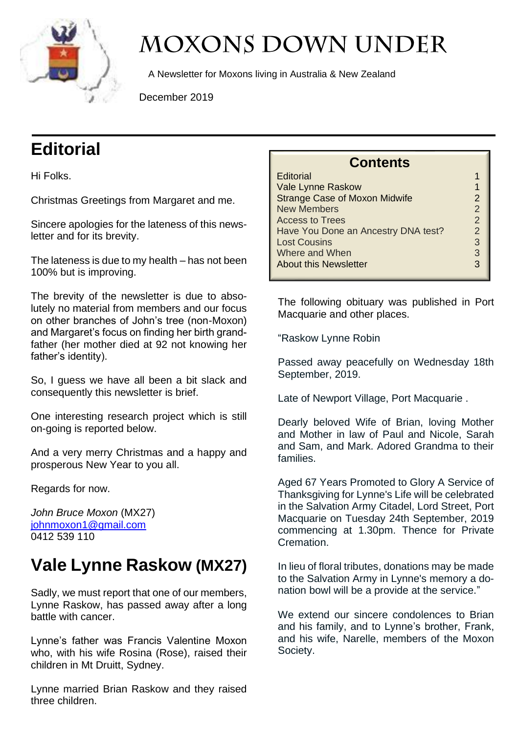# MOXONS DOWN UNDER

A Newsletter for Moxons living in Australia & New Zealand

December 2019

## Editorial

Hi Folks.

Christmas Greetings from Margaret and me.

Sincere apologies for the lateness of this newsletter and for its brevity.

The lateness is due to my health – has not been 100% but is improving.

The brevity of the newsletter is due to absolutely no material from members and our focus on other branches of John's tree (non-Moxon) and Margaret's focus on finding her birth grandfather (her mother died at 92 not knowing her father's identity).

So, I guess we have all been a bit slack and consequently this newsletter is brief.

One interesting research project which is still on-going is reported below.

And a very merry Christmas and a happy and prosperous New Year to you all.

Regards for now.

*John Bruce Moxon* (MX27)
johnmoxon1@gmail.com
0412 539 110

| Contents | |
| --- | --- |
| Editorial | 1 |
| Vale Lynne Raskow | 1 |
| Strange Case of Moxon Midwife | 2 |
| New Members | 2 |
| Access to Trees | 2 |
| Have You Done an Ancestry DNA test? | 2 |
| Lost Cousins | 3 |
| Where and When | 3 |
| About this Newsletter | 3 |

## Vale Lynne Raskow (MX27)

Sadly, we must report that one of our members, Lynne Raskow, has passed away after a long battle with cancer.

Lynne's father was Francis Valentine Moxon who, with his wife Rosina (Rose), raised their children in Mt Druitt, Sydney.

Lynne married Brian Raskow and they raised three children.

The following obituary was published in Port Macquarie and other places.

"Raskow Lynne Robin

Passed away peacefully on Wednesday 18th September, 2019.

Late of Newport Village, Port Macquarie .

Dearly beloved Wife of Brian, loving Mother and Mother in law of Paul and Nicole, Sarah and Sam, and Mark. Adored Grandma to their families.

Aged 67 Years Promoted to Glory A Service of Thanksgiving for Lynne's Life will be celebrated in the Salvation Army Citadel, Lord Street, Port Macquarie on Tuesday 24th September, 2019 commencing at 1.30pm. Thence for Private Cremation.

In lieu of floral tributes, donations may be made to the Salvation Army in Lynne's memory a donation bowl will be a provide at the service."

We extend our sincere condolences to Brian and his family, and to Lynne's brother, Frank, and his wife, Narelle, members of the Moxon Society.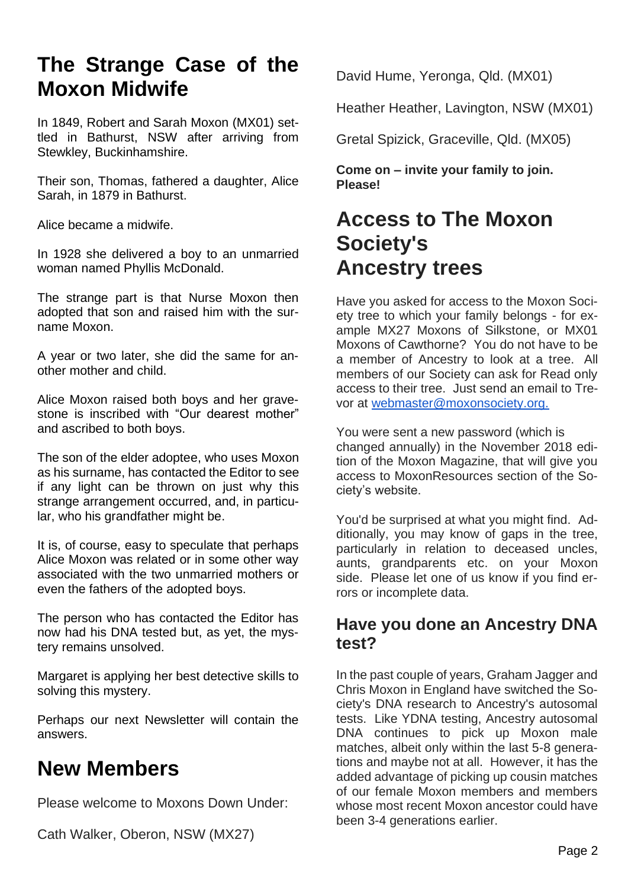# The Strange Case of the Moxon Midwife

In 1849, Robert and Sarah Moxon (MX01) settled in Bathurst, NSW after arriving from Stewkley, Buckinhamshire.

Their son, Thomas, fathered a daughter, Alice Sarah, in 1879 in Bathurst.

Alice became a midwife.

In 1928 she delivered a boy to an unmarried woman named Phyllis McDonald.

The strange part is that Nurse Moxon then adopted that son and raised him with the surname Moxon.

A year or two later, she did the same for another mother and child.

Alice Moxon raised both boys and her gravestone is inscribed with "Our dearest mother" and ascribed to both boys.

The son of the elder adoptee, who uses Moxon as his surname, has contacted the Editor to see if any light can be thrown on just why this strange arrangement occurred, and, in particular, who his grandfather might be.

It is, of course, easy to speculate that perhaps Alice Moxon was related or in some other way associated with the two unmarried mothers or even the fathers of the adopted boys.

The person who has contacted the Editor has now had his DNA tested but, as yet, the mystery remains unsolved.

Margaret is applying her best detective skills to solving this mystery.

Perhaps our next Newsletter will contain the answers.

# New Members

Please welcome to Moxons Down Under:

Cath Walker, Oberon, NSW (MX27)

David Hume, Yeronga, Qld. (MX01)

Heather Heather, Lavington, NSW (MX01)

Gretal Spizick, Graceville, Qld. (MX05)

**Come on – invite your family to join. Please!**

# Access to The Moxon Society's Ancestry trees

Have you asked for access to the Moxon Society tree to which your family belongs - for example MX27 Moxons of Silkstone, or MX01 Moxons of Cawthorne? You do not have to be a member of Ancestry to look at a tree. All members of our Society can ask for Read only access to their tree. Just send an email to Trevor at webmaster@moxonsociety.org.

You were sent a new password (which is changed annually) in the November 2018 edition of the Moxon Magazine, that will give you access to MoxonResources section of the Society's website.

You'd be surprised at what you might find. Additionally, you may know of gaps in the tree, particularly in relation to deceased uncles, aunts, grandparents etc. on your Moxon side. Please let one of us know if you find errors or incomplete data.

## Have you done an Ancestry DNA test?

In the past couple of years, Graham Jagger and Chris Moxon in England have switched the Society's DNA research to Ancestry's autosomal tests. Like YDNA testing, Ancestry autosomal DNA continues to pick up Moxon male matches, albeit only within the last 5-8 generations and maybe not at all. However, it has the added advantage of picking up cousin matches of our female Moxon members and members whose most recent Moxon ancestor could have been 3-4 generations earlier.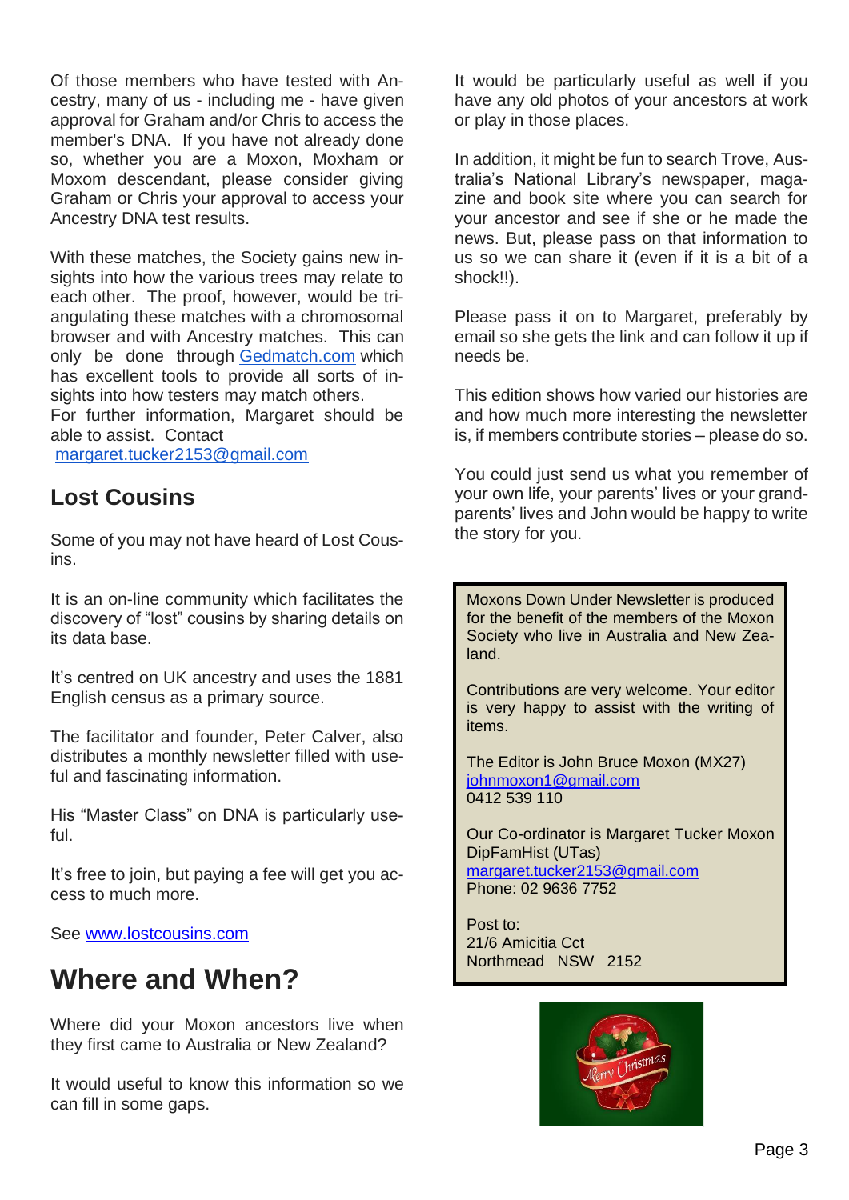Of those members who have tested with Ancestry, many of us - including me - have given approval for Graham and/or Chris to access the member's DNA. If you have not already done so, whether you are a Moxon, Moxham or Moxom descendant, please consider giving Graham or Chris your approval to access your Ancestry DNA test results.

With these matches, the Society gains new insights into how the various trees may relate to each other. The proof, however, would be triangulating these matches with a chromosomal browser and with Ancestry matches. This can only be done through [Gedmatch.com](Gedmatch.com) which has excellent tools to provide all sorts of insights into how testers may match others.
For further information, Margaret should be able to assist. Contact
[margaret.tucker2153@gmail.com](mailto:margaret.tucker2153@gmail.com)

## Lost Cousins

Some of you may not have heard of Lost Cousins.

It is an on-line community which facilitates the discovery of "lost" cousins by sharing details on its data base.

It's centred on UK ancestry and uses the 1881 English census as a primary source.

The facilitator and founder, Peter Calver, also distributes a monthly newsletter filled with useful and fascinating information.

His "Master Class" on DNA is particularly useful.

It's free to join, but paying a fee will get you access to much more.

See [www.lostcousins.com](www.lostcousins.com)

# Where and When?

Where did your Moxon ancestors live when they first came to Australia or New Zealand?

It would useful to know this information so we can fill in some gaps.

It would be particularly useful as well if you have any old photos of your ancestors at work or play in those places.

In addition, it might be fun to search Trove, Australia's National Library's newspaper, magazine and book site where you can search for your ancestor and see if she or he made the news. But, please pass on that information to us so we can share it (even if it is a bit of a shock!!).

Please pass it on to Margaret, preferably by email so she gets the link and can follow it up if needs be.

This edition shows how varied our histories are and how much more interesting the newsletter is, if members contribute stories – please do so.

You could just send us what you remember of your own life, your parents' lives or your grandparents' lives and John would be happy to write the story for you.

---

Moxons Down Under Newsletter is produced for the benefit of the members of the Moxon Society who live in Australia and New Zealand.

Contributions are very welcome. Your editor is very happy to assist with the writing of items.

The Editor is John Bruce Moxon (MX27)
[johnmoxon1@gmail.com](mailto:johnmoxon1@gmail.com)
0412 539 110

Our Co-ordinator is Margaret Tucker Moxon DipFamHist (UTas)
[margaret.tucker2153@gmail.com](mailto:margaret.tucker2153@gmail.com)
Phone: 02 9636 7752

Post to:
21/6 Amicitia Cct
Northmead NSW 2152

---

Merry Christmas